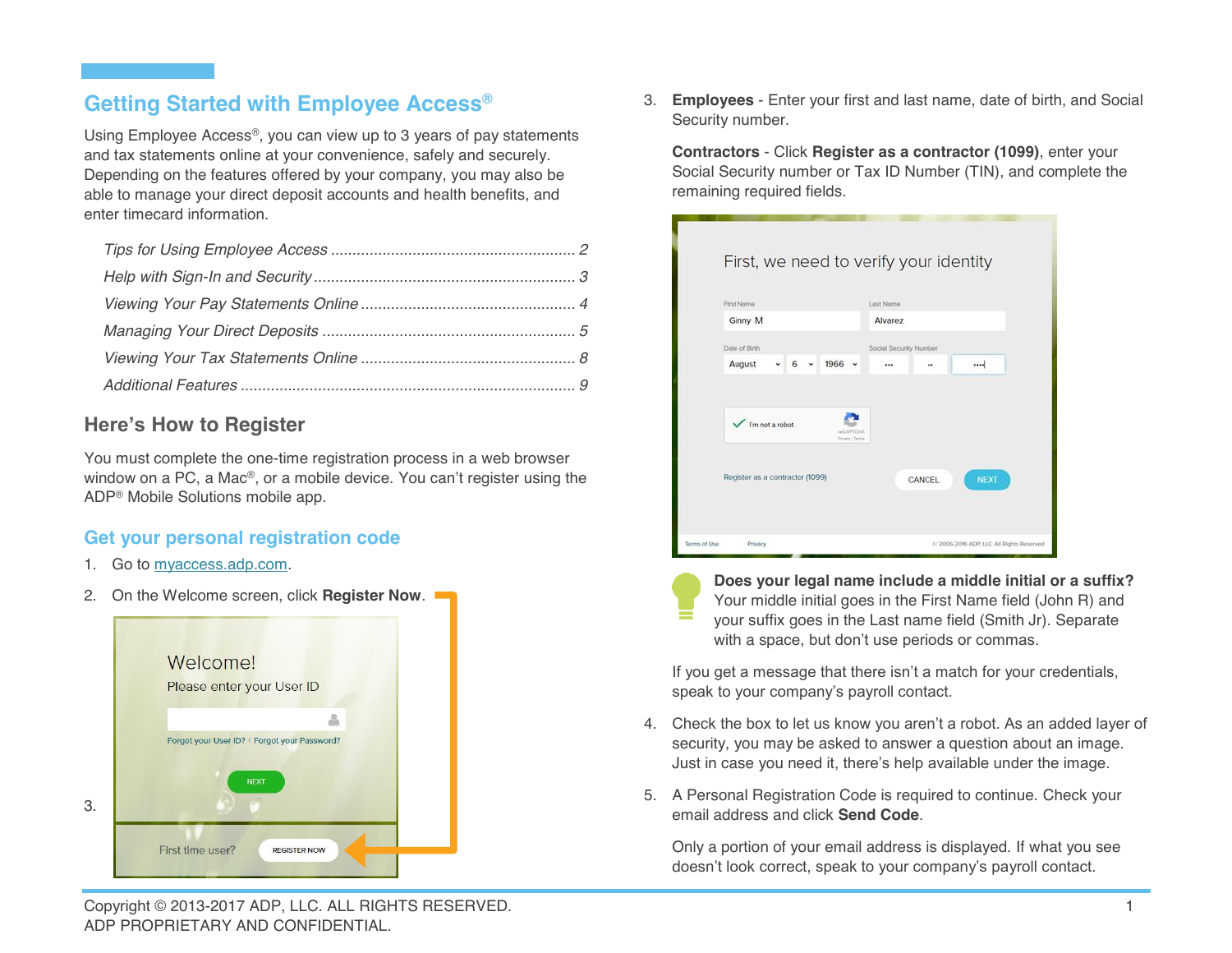# Getting Started with Employee Access®

Using Employee Access®, you can view up to 3 years of pay statements and tax statements online at your convenience, safely and securely. Depending on the features offered by your company, you may also be able to manage your direct deposit accounts and health benefits, and enter timecard information.

*Tips for Using Employee Access ........................................................ 2*
*Help with Sign-In and Security ............................................................ 3*
*Viewing Your Pay Statements Online .................................................. 4*
*Managing Your Direct Deposits ........................................................... 5*
*Viewing Your Tax Statements Online .................................................. 8*
*Additional Features ............................................................................. 9*

## Here's How to Register

You must complete the one-time registration process in a web browser window on a PC, a Mac®, or a mobile device. You can't register using the ADP® Mobile Solutions mobile app.

### Get your personal registration code

1. Go to myaccess.adp.com.
2. On the Welcome screen, click **Register Now**.
3. **Employees** - Enter your first and last name, date of birth, and Social Security number.

   **Contractors** - Click **Register as a contractor (1099)**, enter your Social Security number or Tax ID Number (TIN), and complete the remaining required fields.

   **Does your legal name include a middle initial or a suffix?** Your middle initial goes in the First Name field (John R) and your suffix goes in the Last name field (Smith Jr). Separate with a space, but don't use periods or commas.

   If you get a message that there isn't a match for your credentials, speak to your company's payroll contact.

4. Check the box to let us know you aren't a robot. As an added layer of security, you may be asked to answer a question about an image. Just in case you need it, there's help available under the image.
5. A Personal Registration Code is required to continue. Check your email address and click **Send Code**.

   Only a portion of your email address is displayed. If what you see doesn't look correct, speak to your company's payroll contact.

Copyright © 2013-2017 ADP, LLC. ALL RIGHTS RESERVED.
ADP PROPRIETARY AND CONFIDENTIAL.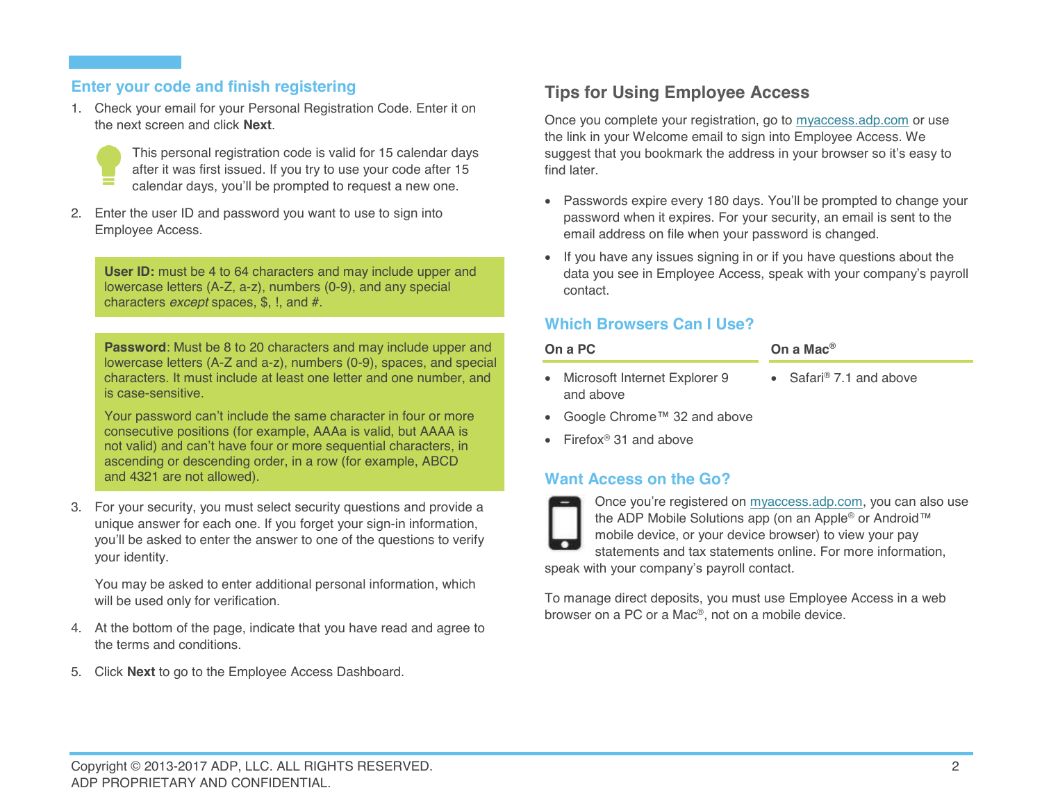## Enter your code and finish registering

1. Check your email for your Personal Registration Code. Enter it on the next screen and click **Next**.

   This personal registration code is valid for 15 calendar days after it was first issued. If you try to use your code after 15 calendar days, you'll be prompted to request a new one.

2. Enter the user ID and password you want to use to sign into Employee Access.

   **User ID:** must be 4 to 64 characters and may include upper and lowercase letters (A-Z, a-z), numbers (0-9), and any special characters *except* spaces, $, !, and #.

   **Password**: Must be 8 to 20 characters and may include upper and lowercase letters (A-Z and a-z), numbers (0-9), spaces, and special characters. It must include at least one letter and one number, and is case-sensitive.

   Your password can't include the same character in four or more consecutive positions (for example, AAAa is valid, but AAAA is not valid) and can't have four or more sequential characters, in ascending or descending order, in a row (for example, ABCD and 4321 are not allowed).

3. For your security, you must select security questions and provide a unique answer for each one. If you forget your sign-in information, you'll be asked to enter the answer to one of the questions to verify your identity.

   You may be asked to enter additional personal information, which will be used only for verification.

4. At the bottom of the page, indicate that you have read and agree to the terms and conditions.

5. Click **Next** to go to the Employee Access Dashboard.

## Tips for Using Employee Access

Once you complete your registration, go to myaccess.adp.com or use the link in your Welcome email to sign into Employee Access. We suggest that you bookmark the address in your browser so it's easy to find later.

- Passwords expire every 180 days. You'll be prompted to change your password when it expires. For your security, an email is sent to the email address on file when your password is changed.
- If you have any issues signing in or if you have questions about the data you see in Employee Access, speak with your company's payroll contact.

### Which Browsers Can I Use?

| On a PC | On a Mac® |
|---|---|
| • Microsoft Internet Explorer 9 and above | • Safari® 7.1 and above |
| • Google Chrome™ 32 and above | |
| • Firefox® 31 and above | |

### Want Access on the Go?

Once you're registered on myaccess.adp.com, you can also use the ADP Mobile Solutions app (on an Apple® or Android™ mobile device, or your device browser) to view your pay statements and tax statements online. For more information, speak with your company's payroll contact.

To manage direct deposits, you must use Employee Access in a web browser on a PC or a Mac®, not on a mobile device.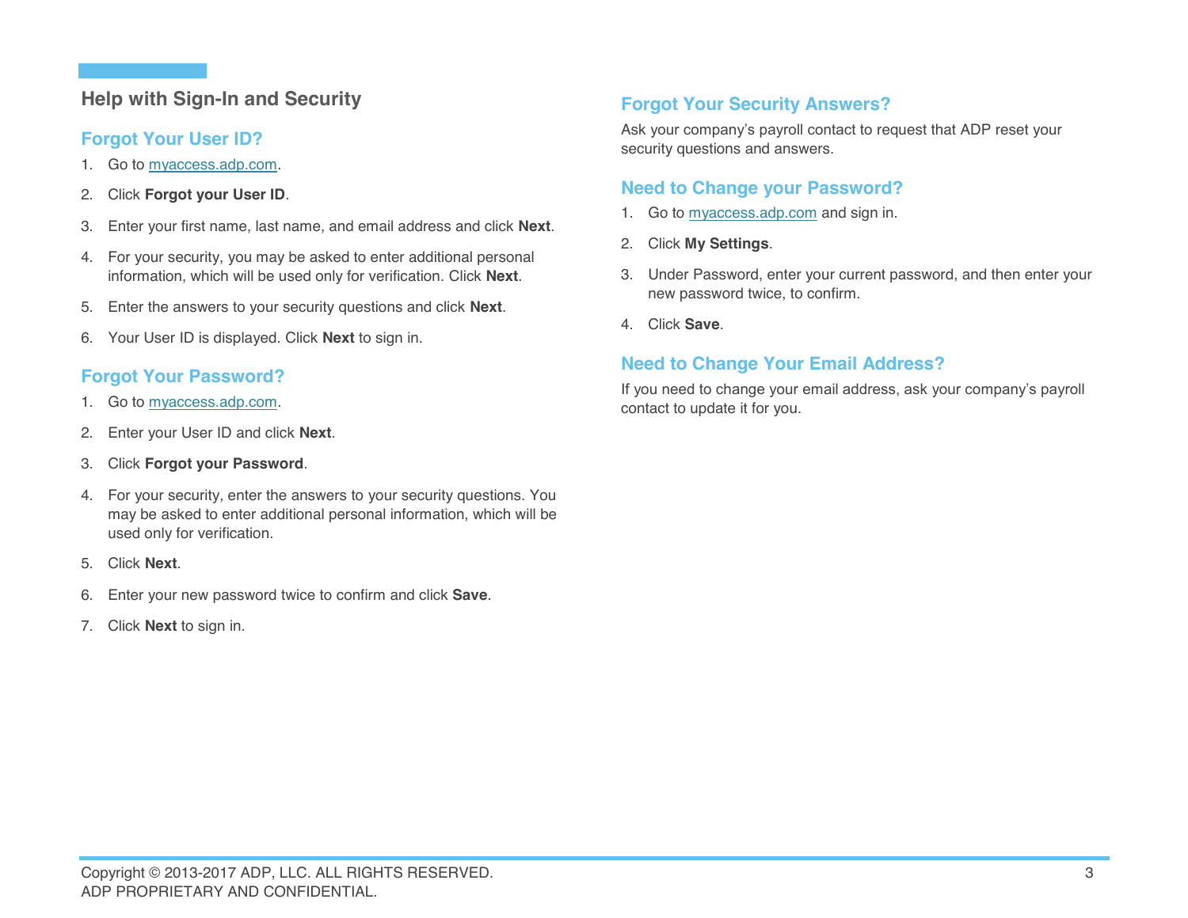## Help with Sign-In and Security

### Forgot Your User ID?

1. Go to myaccess.adp.com.
2. Click **Forgot your User ID**.
3. Enter your first name, last name, and email address and click **Next**.
4. For your security, you may be asked to enter additional personal information, which will be used only for verification. Click **Next**.
5. Enter the answers to your security questions and click **Next**.
6. Your User ID is displayed. Click **Next** to sign in.

### Forgot Your Password?

1. Go to myaccess.adp.com.
2. Enter your User ID and click **Next**.
3. Click **Forgot your Password**.
4. For your security, enter the answers to your security questions. You may be asked to enter additional personal information, which will be used only for verification.
5. Click **Next**.
6. Enter your new password twice to confirm and click **Save**.
7. Click **Next** to sign in.

### Forgot Your Security Answers?

Ask your company's payroll contact to request that ADP reset your security questions and answers.

### Need to Change your Password?

1. Go to myaccess.adp.com and sign in.
2. Click **My Settings**.
3. Under Password, enter your current password, and then enter your new password twice, to confirm.
4. Click **Save**.

### Need to Change Your Email Address?

If you need to change your email address, ask your company's payroll contact to update it for you.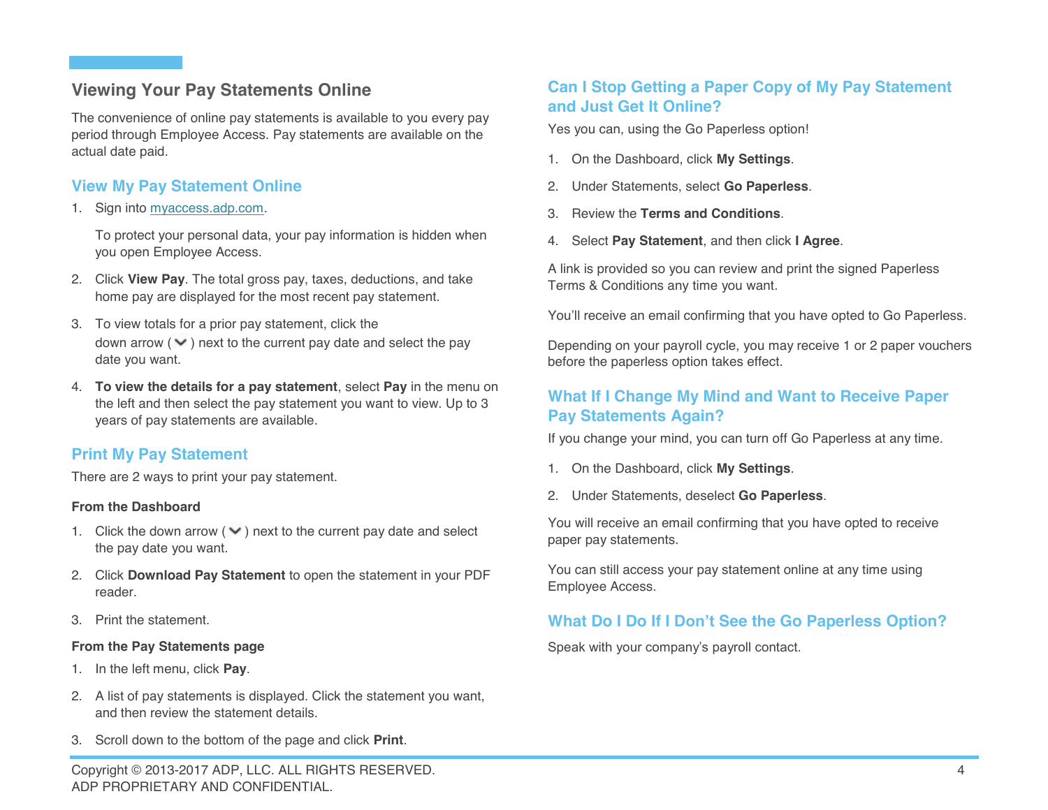## Viewing Your Pay Statements Online

The convenience of online pay statements is available to you every pay period through Employee Access. Pay statements are available on the actual date paid.

### View My Pay Statement Online

1. Sign into myaccess.adp.com.

   To protect your personal data, your pay information is hidden when you open Employee Access.

2. Click **View Pay**. The total gross pay, taxes, deductions, and take home pay are displayed for the most recent pay statement.
3. To view totals for a prior pay statement, click the down arrow ( ⌄ ) next to the current pay date and select the pay date you want.
4. **To view the details for a pay statement**, select **Pay** in the menu on the left and then select the pay statement you want to view. Up to 3 years of pay statements are available.

### Print My Pay Statement

There are 2 ways to print your pay statement.

**From the Dashboard**

1. Click the down arrow ( ⌄ ) next to the current pay date and select the pay date you want.
2. Click **Download Pay Statement** to open the statement in your PDF reader.
3. Print the statement.

**From the Pay Statements page**

1. In the left menu, click **Pay**.
2. A list of pay statements is displayed. Click the statement you want, and then review the statement details.
3. Scroll down to the bottom of the page and click **Print**.

### Can I Stop Getting a Paper Copy of My Pay Statement and Just Get It Online?

Yes you can, using the Go Paperless option!

1. On the Dashboard, click **My Settings**.
2. Under Statements, select **Go Paperless**.
3. Review the **Terms and Conditions**.
4. Select **Pay Statement**, and then click **I Agree**.

A link is provided so you can review and print the signed Paperless Terms & Conditions any time you want.

You'll receive an email confirming that you have opted to Go Paperless.

Depending on your payroll cycle, you may receive 1 or 2 paper vouchers before the paperless option takes effect.

### What If I Change My Mind and Want to Receive Paper Pay Statements Again?

If you change your mind, you can turn off Go Paperless at any time.

1. On the Dashboard, click **My Settings**.
2. Under Statements, deselect **Go Paperless**.

You will receive an email confirming that you have opted to receive paper pay statements.

You can still access your pay statement online at any time using Employee Access.

### What Do I Do If I Don't See the Go Paperless Option?

Speak with your company's payroll contact.

Copyright © 2013-2017 ADP, LLC. ALL RIGHTS RESERVED.
ADP PROPRIETARY AND CONFIDENTIAL.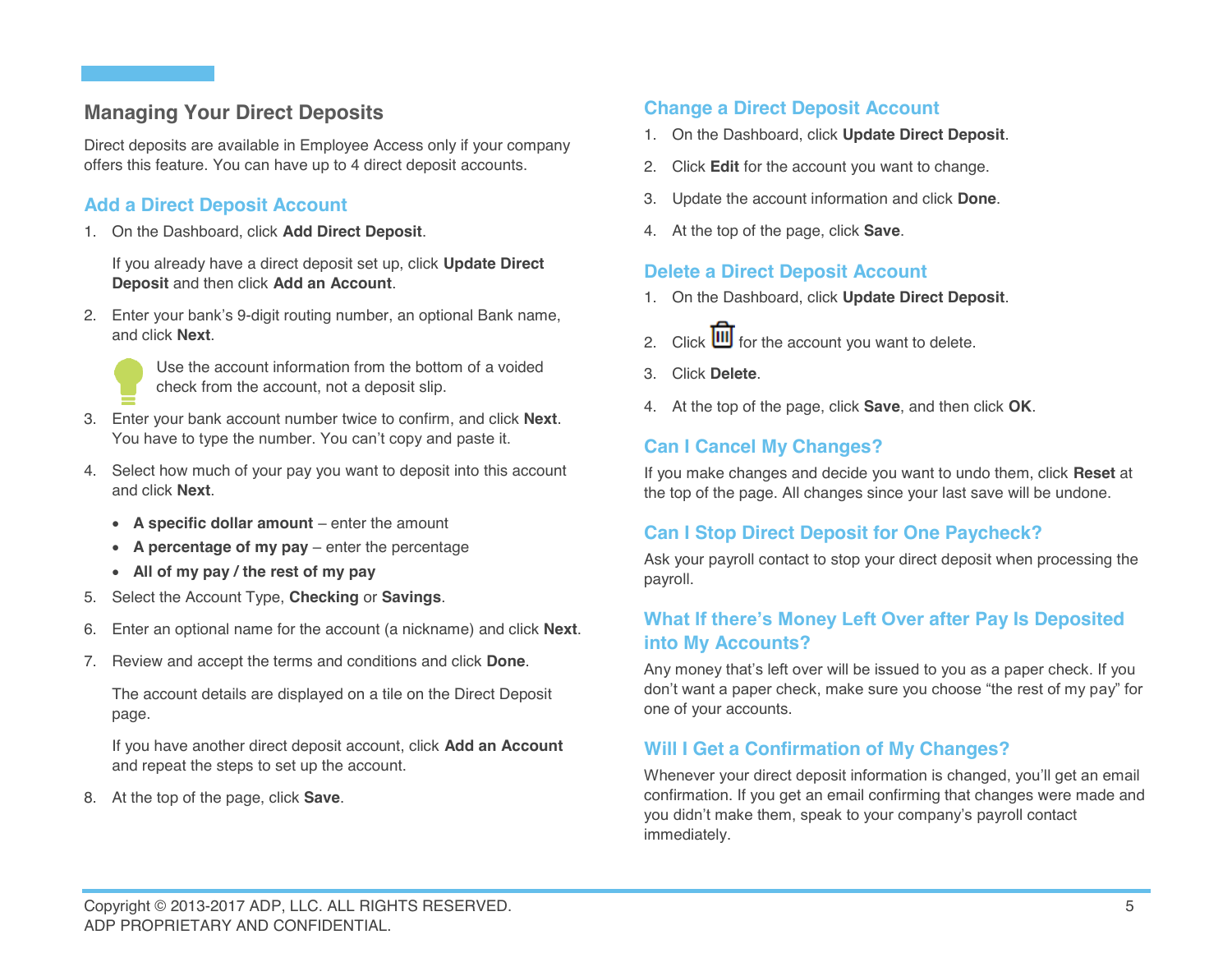## Managing Your Direct Deposits

Direct deposits are available in Employee Access only if your company offers this feature. You can have up to 4 direct deposit accounts.

### Add a Direct Deposit Account

1. On the Dashboard, click **Add Direct Deposit**.

   If you already have a direct deposit set up, click **Update Direct Deposit** and then click **Add an Account**.

2. Enter your bank's 9-digit routing number, an optional Bank name, and click **Next**.

   Use the account information from the bottom of a voided check from the account, not a deposit slip.

3. Enter your bank account number twice to confirm, and click **Next**. You have to type the number. You can't copy and paste it.

4. Select how much of your pay you want to deposit into this account and click **Next**.
   - **A specific dollar amount** – enter the amount
   - **A percentage of my pay** – enter the percentage
   - **All of my pay / the rest of my pay**

5. Select the Account Type, **Checking** or **Savings**.

6. Enter an optional name for the account (a nickname) and click **Next**.

7. Review and accept the terms and conditions and click **Done**.

   The account details are displayed on a tile on the Direct Deposit page.

   If you have another direct deposit account, click **Add an Account** and repeat the steps to set up the account.

8. At the top of the page, click **Save**.

### Change a Direct Deposit Account

1. On the Dashboard, click **Update Direct Deposit**.
2. Click **Edit** for the account you want to change.
3. Update the account information and click **Done**.
4. At the top of the page, click **Save**.

### Delete a Direct Deposit Account

1. On the Dashboard, click **Update Direct Deposit**.
2. Click 🗑 for the account you want to delete.
3. Click **Delete**.
4. At the top of the page, click **Save**, and then click **OK**.

### Can I Cancel My Changes?

If you make changes and decide you want to undo them, click **Reset** at the top of the page. All changes since your last save will be undone.

### Can I Stop Direct Deposit for One Paycheck?

Ask your payroll contact to stop your direct deposit when processing the payroll.

### What If there's Money Left Over after Pay Is Deposited into My Accounts?

Any money that's left over will be issued to you as a paper check. If you don't want a paper check, make sure you choose "the rest of my pay" for one of your accounts.

### Will I Get a Confirmation of My Changes?

Whenever your direct deposit information is changed, you'll get an email confirmation. If you get an email confirming that changes were made and you didn't make them, speak to your company's payroll contact immediately.

Copyright © 2013-2017 ADP, LLC. ALL RIGHTS RESERVED.
ADP PROPRIETARY AND CONFIDENTIAL.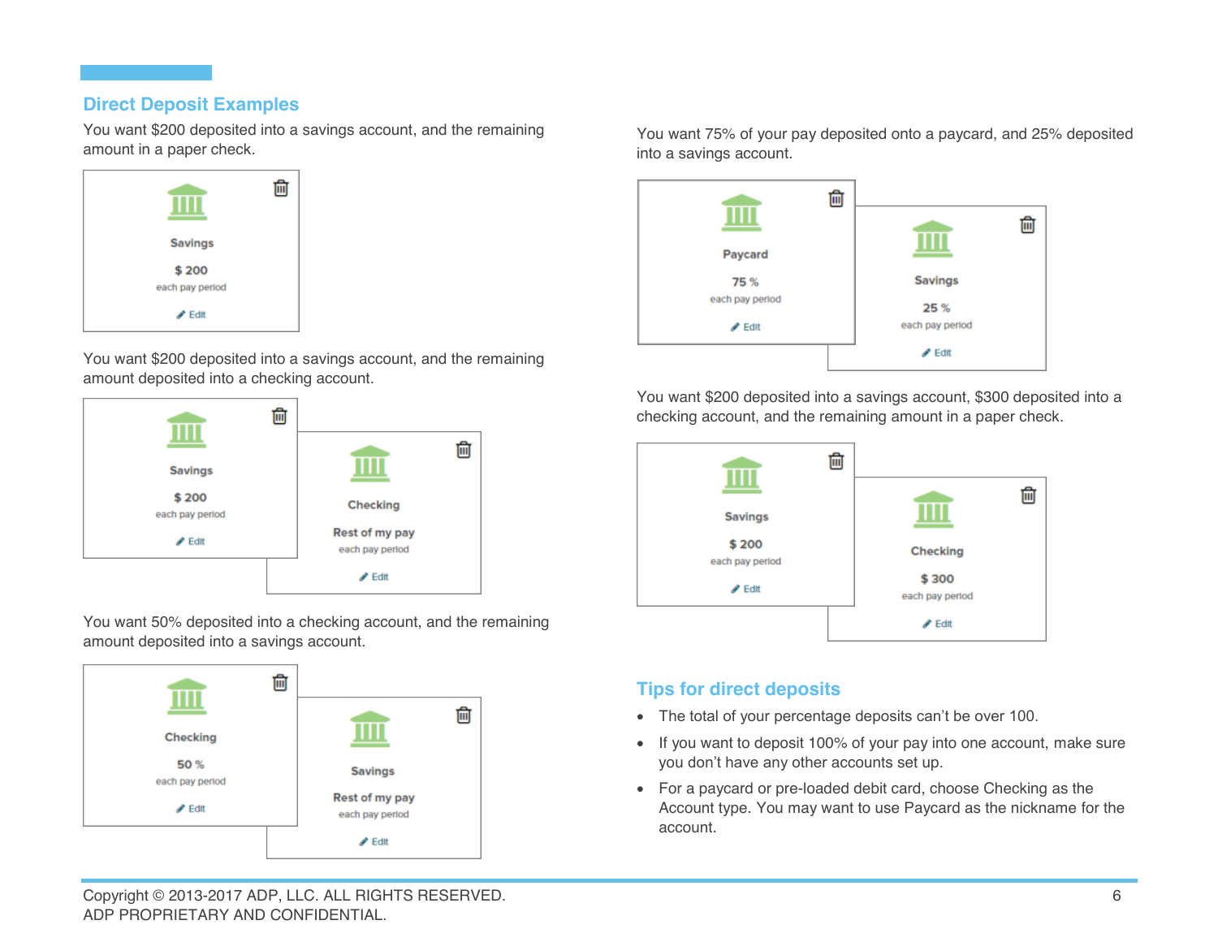## Direct Deposit Examples

You want $200 deposited into a savings account, and the remaining amount in a paper check.

Savings
$ 200
each pay period
Edit

You want $200 deposited into a savings account, and the remaining amount deposited into a checking account.

Savings
$ 200
each pay period
Edit

Checking
Rest of my pay
each pay period
Edit

You want 50% deposited into a checking account, and the remaining amount deposited into a savings account.

Checking
50 %
each pay period
Edit

Savings
Rest of my pay
each pay period
Edit

You want 75% of your pay deposited onto a paycard, and 25% deposited into a savings account.

Paycard
75 %
each pay period
Edit

Savings
25 %
each pay period
Edit

You want $200 deposited into a savings account, $300 deposited into a checking account, and the remaining amount in a paper check.

Savings
$ 200
each pay period
Edit

Checking
$ 300
each pay period
Edit

## Tips for direct deposits

- The total of your percentage deposits can't be over 100.
- If you want to deposit 100% of your pay into one account, make sure you don't have any other accounts set up.
- For a paycard or pre-loaded debit card, choose Checking as the Account type. You may want to use Paycard as the nickname for the account.

Copyright © 2013-2017 ADP, LLC. ALL RIGHTS RESERVED.
ADP PROPRIETARY AND CONFIDENTIAL.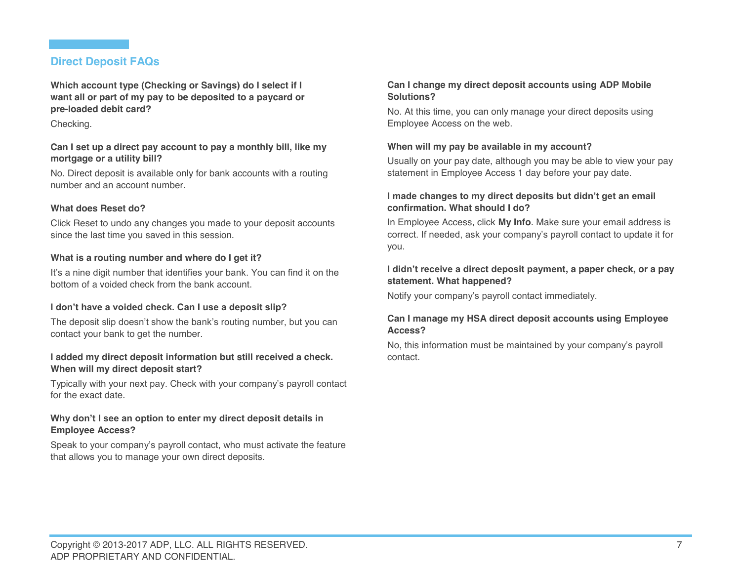## Direct Deposit FAQs

**Which account type (Checking or Savings) do I select if I want all or part of my pay to be deposited to a paycard or pre-loaded debit card?**

Checking.

**Can I set up a direct pay account to pay a monthly bill, like my mortgage or a utility bill?**

No. Direct deposit is available only for bank accounts with a routing number and an account number.

**What does Reset do?**

Click Reset to undo any changes you made to your deposit accounts since the last time you saved in this session.

**What is a routing number and where do I get it?**

It's a nine digit number that identifies your bank. You can find it on the bottom of a voided check from the bank account.

**I don't have a voided check. Can I use a deposit slip?**

The deposit slip doesn't show the bank's routing number, but you can contact your bank to get the number.

**I added my direct deposit information but still received a check. When will my direct deposit start?**

Typically with your next pay. Check with your company's payroll contact for the exact date.

**Why don't I see an option to enter my direct deposit details in Employee Access?**

Speak to your company's payroll contact, who must activate the feature that allows you to manage your own direct deposits.

**Can I change my direct deposit accounts using ADP Mobile Solutions?**

No. At this time, you can only manage your direct deposits using Employee Access on the web.

**When will my pay be available in my account?**

Usually on your pay date, although you may be able to view your pay statement in Employee Access 1 day before your pay date.

**I made changes to my direct deposits but didn't get an email confirmation. What should I do?**

In Employee Access, click **My Info**. Make sure your email address is correct. If needed, ask your company's payroll contact to update it for you.

**I didn't receive a direct deposit payment, a paper check, or a pay statement. What happened?**

Notify your company's payroll contact immediately.

**Can I manage my HSA direct deposit accounts using Employee Access?**

No, this information must be maintained by your company's payroll contact.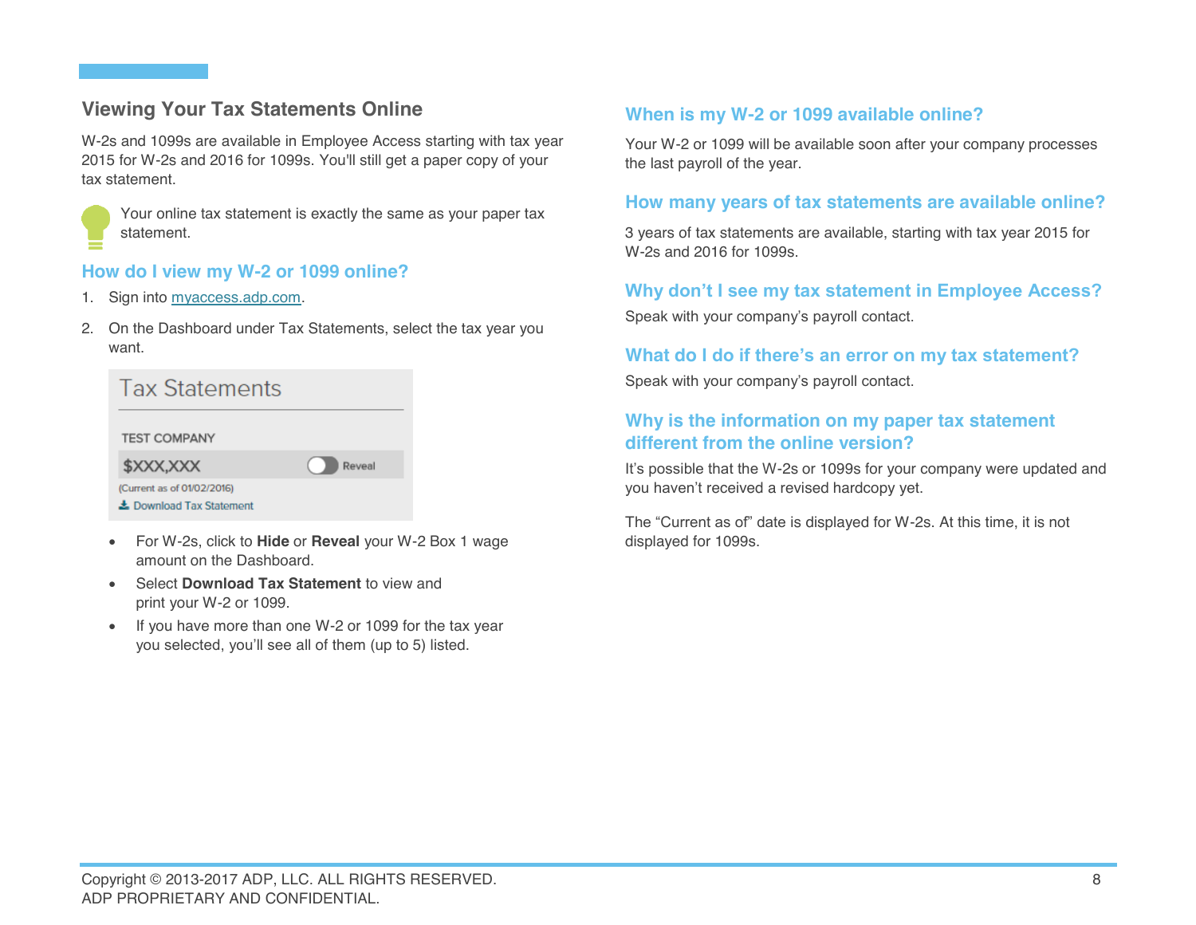## Viewing Your Tax Statements Online

W-2s and 1099s are available in Employee Access starting with tax year 2015 for W-2s and 2016 for 1099s. You'll still get a paper copy of your tax statement.

Your online tax statement is exactly the same as your paper tax statement.

### How do I view my W-2 or 1099 online?

1. Sign into myaccess.adp.com.
2. On the Dashboard under Tax Statements, select the tax year you want.

Tax Statements

TEST COMPANY

$XXX,XXX Reveal

(Current as of 01/02/2016)

Download Tax Statement

- For W-2s, click to **Hide** or **Reveal** your W-2 Box 1 wage amount on the Dashboard.
- Select **Download Tax Statement** to view and print your W-2 or 1099.
- If you have more than one W-2 or 1099 for the tax year you selected, you'll see all of them (up to 5) listed.

### When is my W-2 or 1099 available online?

Your W-2 or 1099 will be available soon after your company processes the last payroll of the year.

### How many years of tax statements are available online?

3 years of tax statements are available, starting with tax year 2015 for W-2s and 2016 for 1099s.

### Why don't I see my tax statement in Employee Access?

Speak with your company's payroll contact.

### What do I do if there's an error on my tax statement?

Speak with your company's payroll contact.

### Why is the information on my paper tax statement different from the online version?

It's possible that the W-2s or 1099s for your company were updated and you haven't received a revised hardcopy yet.

The "Current as of" date is displayed for W-2s. At this time, it is not displayed for 1099s.

Copyright © 2013-2017 ADP, LLC. ALL RIGHTS RESERVED.
ADP PROPRIETARY AND CONFIDENTIAL.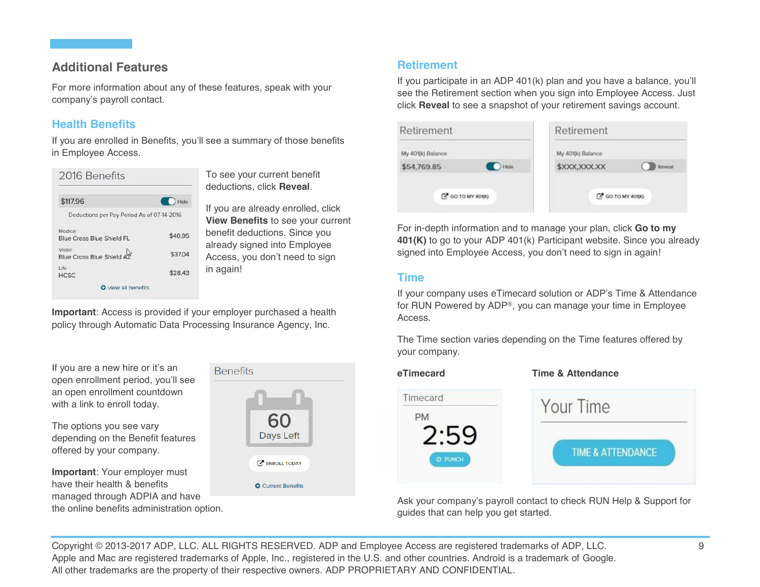## Additional Features

For more information about any of these features, speak with your company's payroll contact.

### Health Benefits

If you are enrolled in Benefits, you'll see a summary of those benefits in Employee Access.

To see your current benefit deductions, click **Reveal**.

If you are already enrolled, click **View Benefits** to see your current benefit deductions. Since you already signed into Employee Access, you don't need to sign in again!

**Important**: Access is provided if your employer purchased a health policy through Automatic Data Processing Insurance Agency, Inc.

If you are a new hire or it's an open enrollment period, you'll see an open enrollment countdown with a link to enroll today.

The options you see vary depending on the Benefit features offered by your company.

**Important**: Your employer must have their health & benefits managed through ADPIA and have the online benefits administration option.

### Retirement

If you participate in an ADP 401(k) plan and you have a balance, you'll see the Retirement section when you sign into Employee Access. Just click **Reveal** to see a snapshot of your retirement savings account.

For in-depth information and to manage your plan, click **Go to my 401(K)** to go to your ADP 401(k) Participant website. Since you already signed into Employee Access, you don't need to sign in again!

### Time

If your company uses eTimecard solution or ADP's Time & Attendance for RUN Powered by ADP®, you can manage your time in Employee Access.

The Time section varies depending on the Time features offered by your company.

**eTimecard**

**Time & Attendance**

Ask your company's payroll contact to check RUN Help & Support for guides that can help you get started.

Copyright © 2013-2017 ADP, LLC. ALL RIGHTS RESERVED. ADP and Employee Access are registered trademarks of ADP, LLC. Apple and Mac are registered trademarks of Apple, Inc., registered in the U.S. and other countries. Android is a trademark of Google. All other trademarks are the property of their respective owners. ADP PROPRIETARY AND CONFIDENTIAL.